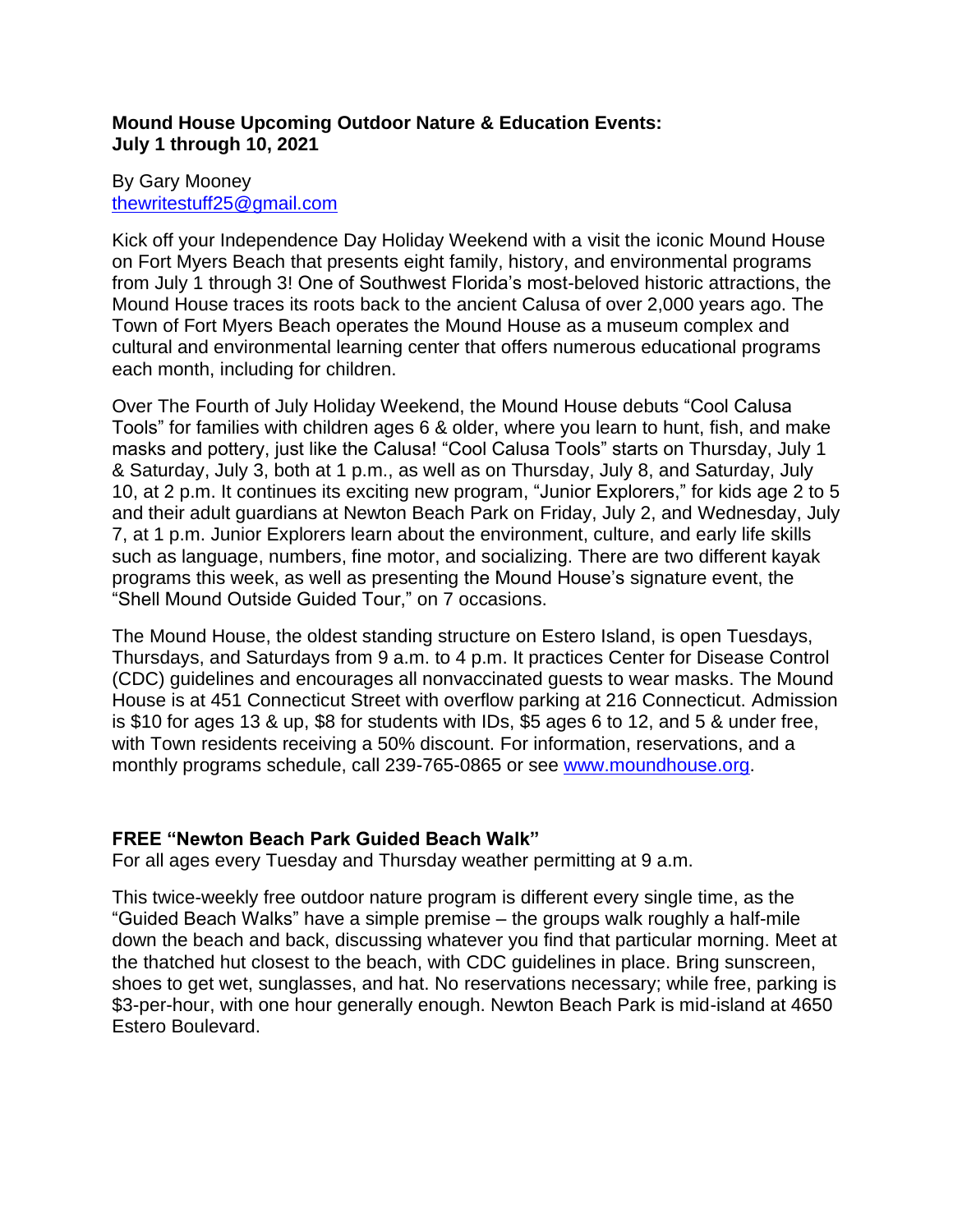**Mound House Upcoming Outdoor Nature & Education Events:**
**July 1 through 10, 2021**

By Gary Mooney
thewritestuff25@gmail.com

Kick off your Independence Day Holiday Weekend with a visit the iconic Mound House on Fort Myers Beach that presents eight family, history, and environmental programs from July 1 through 3! One of Southwest Florida's most-beloved historic attractions, the Mound House traces its roots back to the ancient Calusa of over 2,000 years ago. The Town of Fort Myers Beach operates the Mound House as a museum complex and cultural and environmental learning center that offers numerous educational programs each month, including for children.

Over The Fourth of July Holiday Weekend, the Mound House debuts "Cool Calusa Tools" for families with children ages 6 & older, where you learn to hunt, fish, and make masks and pottery, just like the Calusa! "Cool Calusa Tools" starts on Thursday, July 1 & Saturday, July 3, both at 1 p.m., as well as on Thursday, July 8, and Saturday, July 10, at 2 p.m. It continues its exciting new program, "Junior Explorers," for kids age 2 to 5 and their adult guardians at Newton Beach Park on Friday, July 2, and Wednesday, July 7, at 1 p.m. Junior Explorers learn about the environment, culture, and early life skills such as language, numbers, fine motor, and socializing. There are two different kayak programs this week, as well as presenting the Mound House's signature event, the "Shell Mound Outside Guided Tour," on 7 occasions.

The Mound House, the oldest standing structure on Estero Island, is open Tuesdays, Thursdays, and Saturdays from 9 a.m. to 4 p.m. It practices Center for Disease Control (CDC) guidelines and encourages all nonvaccinated guests to wear masks. The Mound House is at 451 Connecticut Street with overflow parking at 216 Connecticut. Admission is $10 for ages 13 & up, $8 for students with IDs, $5 ages 6 to 12, and 5 & under free, with Town residents receiving a 50% discount. For information, reservations, and a monthly programs schedule, call 239-765-0865 or see www.moundhouse.org.

**FREE "Newton Beach Park Guided Beach Walk"**
For all ages every Tuesday and Thursday weather permitting at 9 a.m.

This twice-weekly free outdoor nature program is different every single time, as the "Guided Beach Walks" have a simple premise – the groups walk roughly a half-mile down the beach and back, discussing whatever you find that particular morning. Meet at the thatched hut closest to the beach, with CDC guidelines in place. Bring sunscreen, shoes to get wet, sunglasses, and hat. No reservations necessary; while free, parking is $3-per-hour, with one hour generally enough. Newton Beach Park is mid-island at 4650 Estero Boulevard.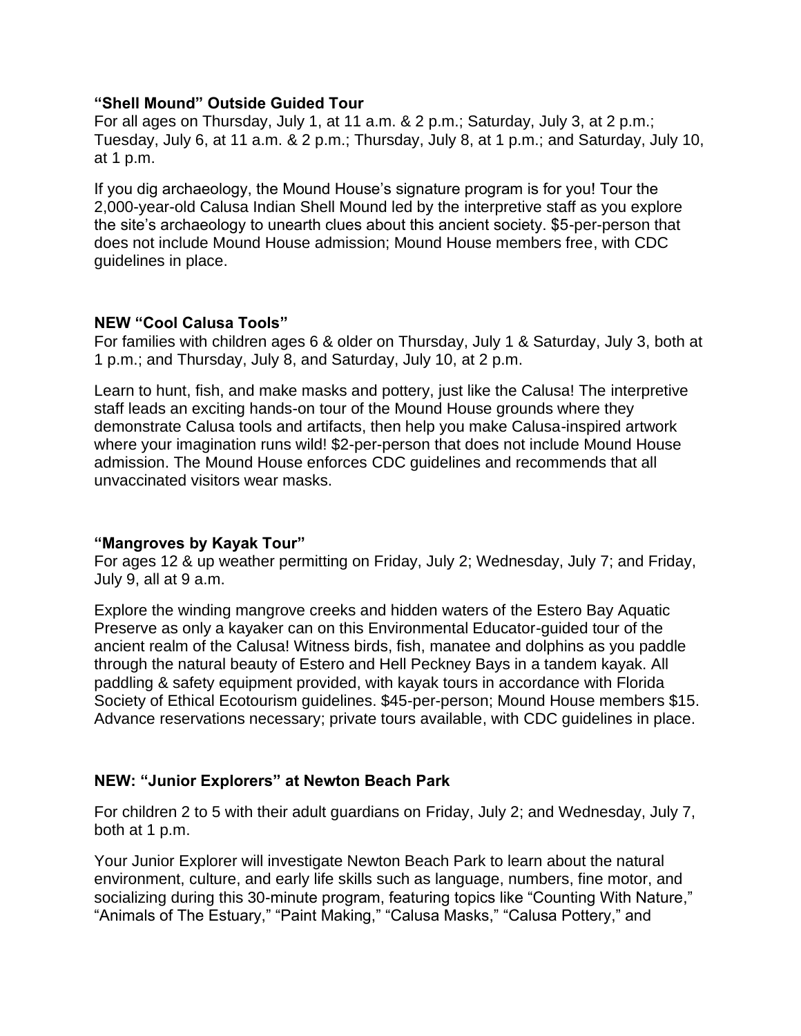**“Shell Mound” Outside Guided Tour**

For all ages on Thursday, July 1, at 11 a.m. & 2 p.m.; Saturday, July 3, at 2 p.m.; Tuesday, July 6, at 11 a.m. & 2 p.m.; Thursday, July 8, at 1 p.m.; and Saturday, July 10, at 1 p.m.

If you dig archaeology, the Mound House’s signature program is for you! Tour the 2,000-year-old Calusa Indian Shell Mound led by the interpretive staff as you explore the site’s archaeology to unearth clues about this ancient society. $5-per-person that does not include Mound House admission; Mound House members free, with CDC guidelines in place.

**NEW “Cool Calusa Tools”**

For families with children ages 6 & older on Thursday, July 1 & Saturday, July 3, both at 1 p.m.; and Thursday, July 8, and Saturday, July 10, at 2 p.m.

Learn to hunt, fish, and make masks and pottery, just like the Calusa! The interpretive staff leads an exciting hands-on tour of the Mound House grounds where they demonstrate Calusa tools and artifacts, then help you make Calusa-inspired artwork where your imagination runs wild! $2-per-person that does not include Mound House admission. The Mound House enforces CDC guidelines and recommends that all unvaccinated visitors wear masks.

**“Mangroves by Kayak Tour”**

For ages 12 & up weather permitting on Friday, July 2; Wednesday, July 7; and Friday, July 9, all at 9 a.m.

Explore the winding mangrove creeks and hidden waters of the Estero Bay Aquatic Preserve as only a kayaker can on this Environmental Educator-guided tour of the ancient realm of the Calusa! Witness birds, fish, manatee and dolphins as you paddle through the natural beauty of Estero and Hell Peckney Bays in a tandem kayak. All paddling & safety equipment provided, with kayak tours in accordance with Florida Society of Ethical Ecotourism guidelines. $45-per-person; Mound House members $15. Advance reservations necessary; private tours available, with CDC guidelines in place.

**NEW: “Junior Explorers” at Newton Beach Park**

For children 2 to 5 with their adult guardians on Friday, July 2; and Wednesday, July 7, both at 1 p.m.

Your Junior Explorer will investigate Newton Beach Park to learn about the natural environment, culture, and early life skills such as language, numbers, fine motor, and socializing during this 30-minute program, featuring topics like “Counting With Nature,” “Animals of The Estuary,” “Paint Making,” “Calusa Masks,” “Calusa Pottery,” and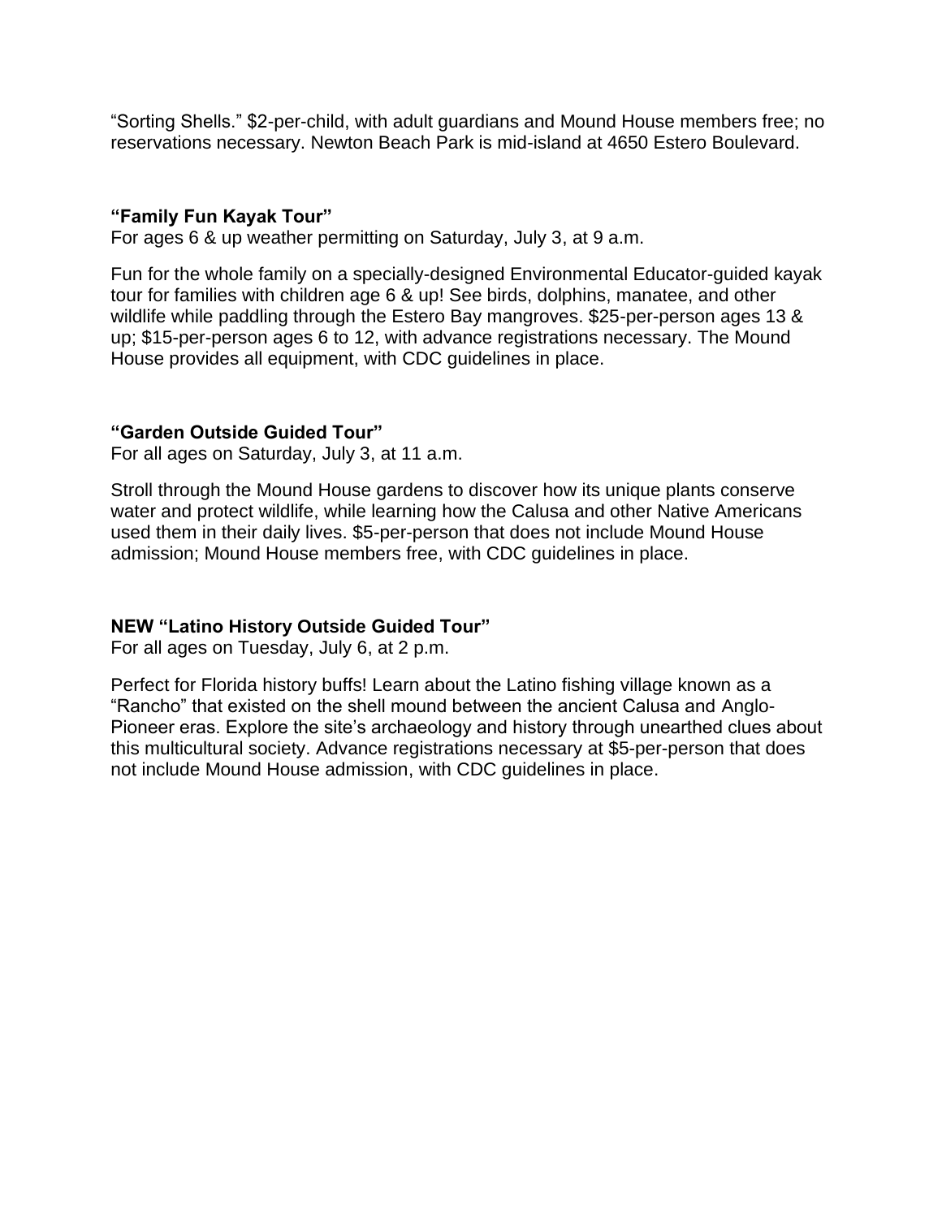"Sorting Shells." $2-per-child, with adult guardians and Mound House members free; no reservations necessary. Newton Beach Park is mid-island at 4650 Estero Boulevard.

**"Family Fun Kayak Tour"**
For ages 6 & up weather permitting on Saturday, July 3, at 9 a.m.

Fun for the whole family on a specially-designed Environmental Educator-guided kayak tour for families with children age 6 & up! See birds, dolphins, manatee, and other wildlife while paddling through the Estero Bay mangroves. $25-per-person ages 13 & up; $15-per-person ages 6 to 12, with advance registrations necessary. The Mound House provides all equipment, with CDC guidelines in place.

**"Garden Outside Guided Tour"**
For all ages on Saturday, July 3, at 11 a.m.

Stroll through the Mound House gardens to discover how its unique plants conserve water and protect wildlife, while learning how the Calusa and other Native Americans used them in their daily lives. $5-per-person that does not include Mound House admission; Mound House members free, with CDC guidelines in place.

**NEW "Latino History Outside Guided Tour"**
For all ages on Tuesday, July 6, at 2 p.m.

Perfect for Florida history buffs! Learn about the Latino fishing village known as a "Rancho" that existed on the shell mound between the ancient Calusa and Anglo-Pioneer eras. Explore the site's archaeology and history through unearthed clues about this multicultural society. Advance registrations necessary at $5-per-person that does not include Mound House admission, with CDC guidelines in place.